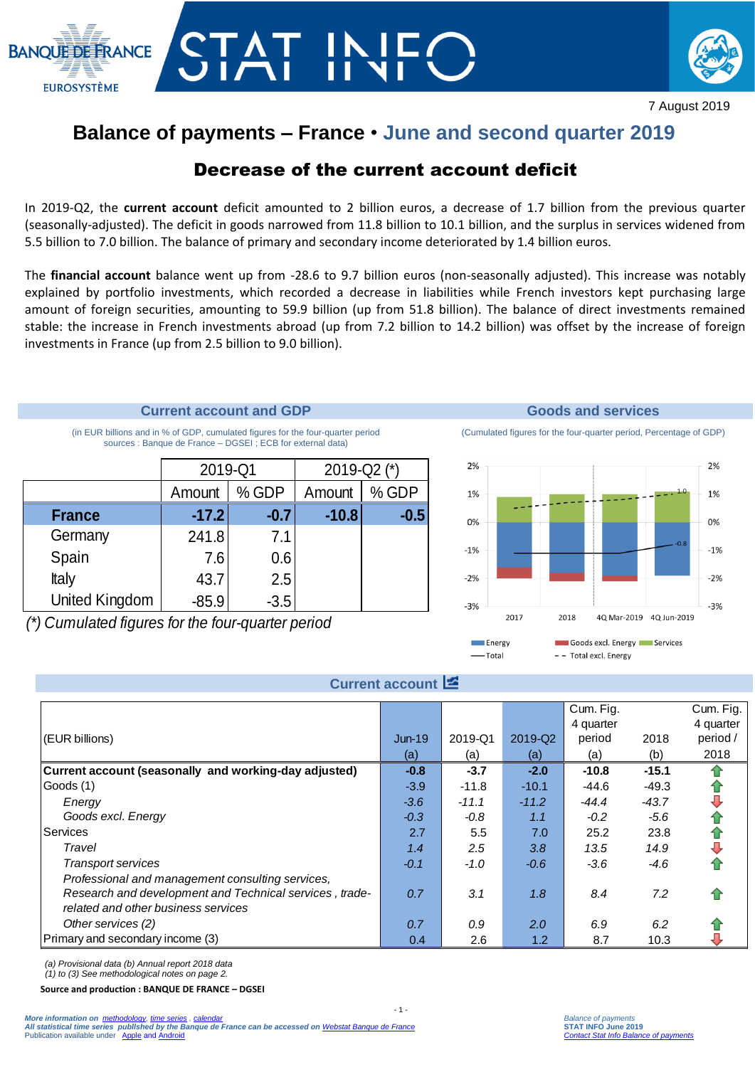7 August 2019

# Balance of payments – France • June and second quarter 2019

## Decrease of the current account deficit

In 2019-Q2, the **current account** deficit amounted to 2 billion euros, a decrease of 1.7 billion from the previous quarter (seasonally-adjusted). The deficit in goods narrowed from 11.8 billion to 10.1 billion, and the surplus in services widened from 5.5 billion to 7.0 billion. The balance of primary and secondary income deteriorated by 1.4 billion euros.

The **financial account** balance went up from -28.6 to 9.7 billion euros (non-seasonally adjusted). This increase was notably explained by portfolio investments, which recorded a decrease in liabilities while French investors kept purchasing large amount of foreign securities, amounting to 59.9 billion (up from 51.8 billion). The balance of direct investments remained stable: the increase in French investments abroad (up from 7.2 billion to 14.2 billion) was offset by the increase of foreign investments in France (up from 2.5 billion to 9.0 billion).

### Current account and GDP

(in EUR billions and in % of GDP, cumulated figures for the four-quarter period sources : Banque de France – DGSEI ; ECB for external data)

| | 2019-Q1 | | 2019-Q2 (*) | |
|---|---|---|---|---|
| | Amount | % GDP | Amount | % GDP |
| **France** | **-17.2** | **-0.7** | **-10.8** | **-0.5** |
| Germany | 241.8 | 7.1 | | |
| Spain | 7.6 | 0.6 | | |
| Italy | 43.7 | 2.5 | | |
| United Kingdom | -85.9 | -3.5 | | |

*(\*) Cumulated figures for the four-quarter period*

### Goods and services

(Cumulated figures for the four-quarter period, Percentage of GDP)

Chart: 2017, 2018, 4Q Mar-2019, 4Q Jun-2019; Legend: Energy, Goods excl. Energy, Services, Total, Total excl. Energy. Labels: 1.0, -0.8.

### Current account

| (EUR billions) | Jun-19 (a) | 2019-Q1 (a) | 2019-Q2 (a) | Cum. Fig. 4 quarter period (a) | 2018 (b) | Cum. Fig. 4 quarter period / 2018 |
|---|---|---|---|---|---|---|
| **Current account (seasonally and working-day adjusted)** | **-0.8** | **-3.7** | **-2.0** | **-10.8** | **-15.1** | ↑ |
| Goods (1) | -3.9 | -11.8 | -10.1 | -44.6 | -49.3 | ↑ |
| *Energy* | *-3.6* | *-11.1* | *-11.2* | *-44.4* | *-43.7* | ↓ |
| *Goods excl. Energy* | *-0.3* | *-0.8* | *1.1* | *-0.2* | *-5.6* | ↑ |
| Services | 2.7 | 5.5 | 7.0 | 25.2 | 23.8 | ↑ |
| *Travel* | *1.4* | *2.5* | *3.8* | *13.5* | *14.9* | ↓ |
| *Transport services* | *-0.1* | *-1.0* | *-0.6* | *-3.6* | *-4.6* | ↑ |
| *Professional and management consulting services, Research and development and Technical services , trade-related and other business services* | *0.7* | *3.1* | *1.8* | *8.4* | *7.2* | ↑ |
| *Other services (2)* | *0.7* | *0.9* | *2.0* | *6.9* | *6.2* | ↑ |
| Primary and secondary income (3) | 0.4 | 2.6 | 1.2 | 8.7 | 10.3 | ↓ |

*(a) Provisional data (b) Annual report 2018 data*
*(1) to (3) See methodological notes on page 2.*

**Source and production : BANQUE DE FRANCE – DGSEI**

*More information on methodology, time series , calendar*
*All statistical time series published by the Banque de France can be accessed on Webstat Banque de France*
Publication available under Apple and Android

*Balance of payments*
STAT INFO June 2019
*Contact Stat Info Balance of payments*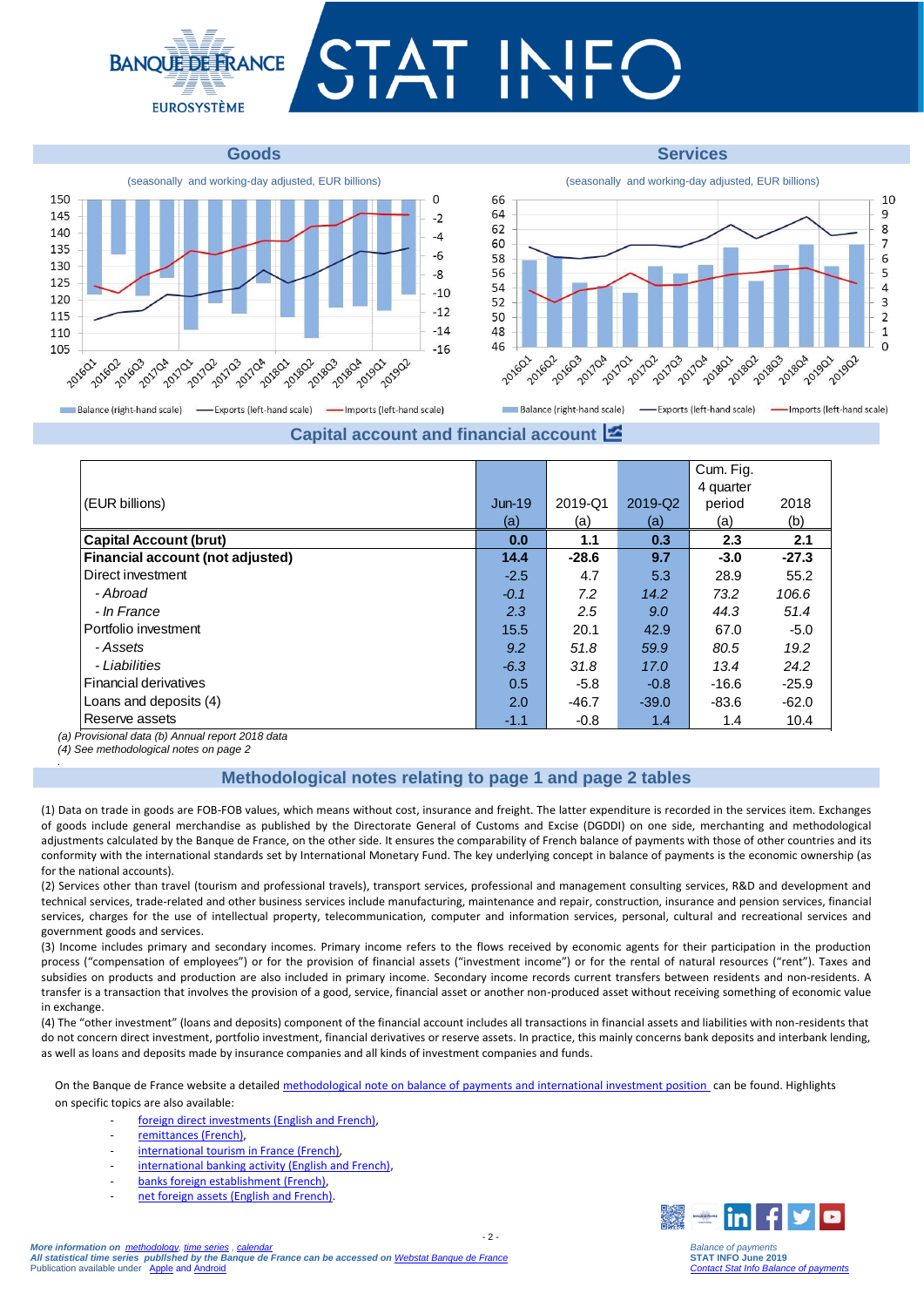## Goods

(seasonally and working-day adjusted, EUR billions)

150
145
140
135
130
125
120
115
110
105

0
-2
-4
-6
-8
-10
-12
-14
-16

2016Q1 2016Q2 2016Q3 2016Q4 2017Q1 2017Q2 2017Q3 2017Q4 2018Q1 2018Q2 2018Q3 2018Q4 2019Q1 2019Q2

Balance (right-hand scale) Exports (left-hand scale) Imports (left-hand scale)

## Services

(seasonally and working-day adjusted, EUR billions)

66
64
62
60
58
56
54
52
50
48
46

10
9
8
7
6
5
4
3
2
1
0

2016Q1 2016Q2 2016Q3 2016Q4 2017Q1 2017Q2 2017Q3 2017Q4 2018Q1 2018Q2 2018Q3 2018Q4 2019Q1 2019Q2

Balance (right-hand scale) Exports (left-hand scale) Imports (left-hand scale)

## Capital account and financial account

| (EUR billions) | Jun-19 (a) | 2019-Q1 (a) | 2019-Q2 (a) | Cum. Fig. 4 quarter period (a) | 2018 (b) |
|---|---|---|---|---|---|
| **Capital Account (brut)** | **0.0** | **1.1** | **0.3** | **2.3** | **2.1** |
| **Financial account (not adjusted)** | **14.4** | **-28.6** | **9.7** | **-3.0** | **-27.3** |
| Direct investment | -2.5 | 4.7 | 5.3 | 28.9 | 55.2 |
| *- Abroad* | *-0.1* | *7.2* | *14.2* | *73.2* | *106.6* |
| *- In France* | *2.3* | *2.5* | *9.0* | *44.3* | *51.4* |
| Portfolio investment | 15.5 | 20.1 | 42.9 | 67.0 | -5.0 |
| *- Assets* | *9.2* | *51.8* | *59.9* | *80.5* | *19.2* |
| *- Liabilities* | *-6.3* | *31.8* | *17.0* | *13.4* | *24.2* |
| Financial derivatives | 0.5 | -5.8 | -0.8 | -16.6 | -25.9 |
| Loans and deposits (4) | 2.0 | -46.7 | -39.0 | -83.6 | -62.0 |
| Reserve assets | -1.1 | -0.8 | 1.4 | 1.4 | 10.4 |

*(a) Provisional data (b) Annual report 2018 data*
*(4) See methodological notes on page 2*

## Methodological notes relating to page 1 and page 2 tables

(1) Data on trade in goods are FOB-FOB values, which means without cost, insurance and freight. The latter expenditure is recorded in the services item. Exchanges of goods include general merchandise as published by the Directorate General of Customs and Excise (DGDDI) on one side, merchanting and methodological adjustments calculated by the Banque de France, on the other side. It ensures the comparability of French balance of payments with those of other countries and its conformity with the international standards set by International Monetary Fund. The key underlying concept in balance of payments is the economic ownership (as for the national accounts).

(2) Services other than travel (tourism and professional travels), transport services, professional and management consulting services, R&D and development and technical services, trade-related and other business services include manufacturing, maintenance and repair, construction, insurance and pension services, financial services, charges for the use of intellectual property, telecommunication, computer and information services, personal, cultural and recreational services and government goods and services.

(3) Income includes primary and secondary incomes. Primary income refers to the flows received by economic agents for their participation in the production process ("compensation of employees") or for the provision of financial assets ("investment income") or for the rental of natural resources ("rent"). Taxes and subsidies on products and production are also included in primary income. Secondary income records current transfers between residents and non-residents. A transfer is a transaction that involves the provision of a good, service, financial asset or another non-produced asset without receiving something of economic value in exchange.

(4) The "other investment" (loans and deposits) component of the financial account includes all transactions in financial assets and liabilities with non-residents that do not concern direct investment, portfolio investment, financial derivatives or reserve assets. In practice, this mainly concerns bank deposits and interbank lending, as well as loans and deposits made by insurance companies and all kinds of investment companies and funds.

On the Banque de France website a detailed methodological note on balance of payments and international investment position can be found. Highlights on specific topics are also available:

- foreign direct investments (English and French),
- remittances (French),
- international tourism in France (French),
- international banking activity (English and French),
- banks foreign establishment (French),
- net foreign assets (English and French).

*More information on methodology, time series, calendar*
*All statistical time series published by the Banque de France can be accessed on Webstat Banque de France*
Publication available under Apple and Android

*Balance of payments*
**STAT INFO June 2019**
*Contact Stat Info Balance of payments*